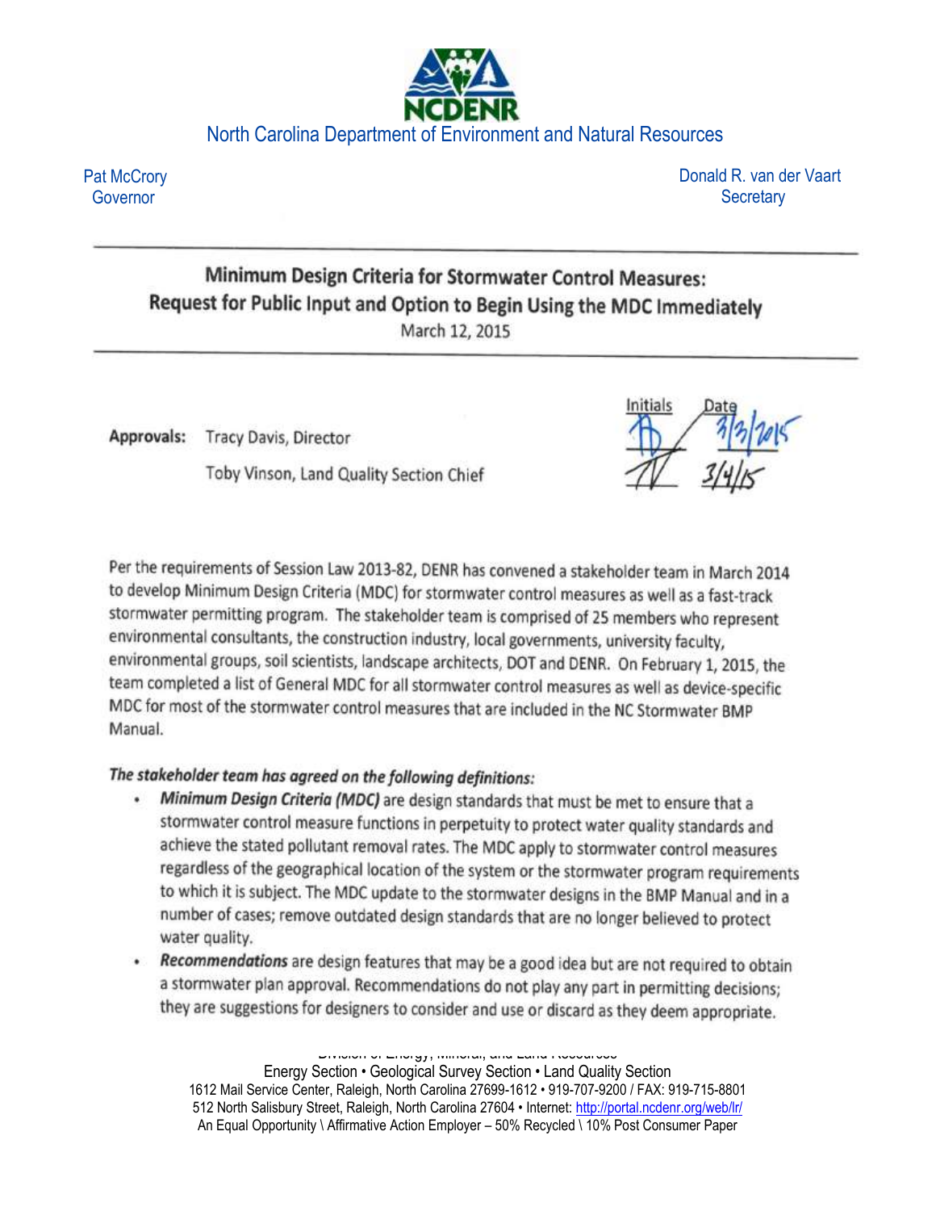NCDENR

North Carolina Department of Environment and Natural Resources

Pat McCrory
Governor

Donald R. van der Vaart
Secretary

---

## Minimum Design Criteria for Stormwater Control Measures: Request for Public Input and Option to Begin Using the MDC Immediately

March 12, 2015

---

**Approvals:** Tracy Davis, Director

Toby Vinson, Land Quality Section Chief

| Initials | Date |
|---|---|
| TD | 3/3/2015 |
| TV | 3/4/15 |

Per the requirements of Session Law 2013-82, DENR has convened a stakeholder team in March 2014 to develop Minimum Design Criteria (MDC) for stormwater control measures as well as a fast-track stormwater permitting program. The stakeholder team is comprised of 25 members who represent environmental consultants, the construction industry, local governments, university faculty, environmental groups, soil scientists, landscape architects, DOT and DENR. On February 1, 2015, the team completed a list of General MDC for all stormwater control measures as well as device-specific MDC for most of the stormwater control measures that are included in the NC Stormwater BMP Manual.

***The stakeholder team has agreed on the following definitions:***

- ***Minimum Design Criteria (MDC)*** are design standards that must be met to ensure that a stormwater control measure functions in perpetuity to protect water quality standards and achieve the stated pollutant removal rates. The MDC apply to stormwater control measures regardless of the geographical location of the system or the stormwater program requirements to which it is subject. The MDC update to the stormwater designs in the BMP Manual and in a number of cases; remove outdated design standards that are no longer believed to protect water quality.
- ***Recommendations*** are design features that may be a good idea but are not required to obtain a stormwater plan approval. Recommendations do not play any part in permitting decisions; they are suggestions for designers to consider and use or discard as they deem appropriate.

Division of Energy, Mineral, and Land Resources
Energy Section • Geological Survey Section • Land Quality Section
1612 Mail Service Center, Raleigh, North Carolina 27699-1612 • 919-707-9200 / FAX: 919-715-8801
512 North Salisbury Street, Raleigh, North Carolina 27604 • Internet: http://portal.ncdenr.org/web/lr/
An Equal Opportunity \ Affirmative Action Employer – 50% Recycled \ 10% Post Consumer Paper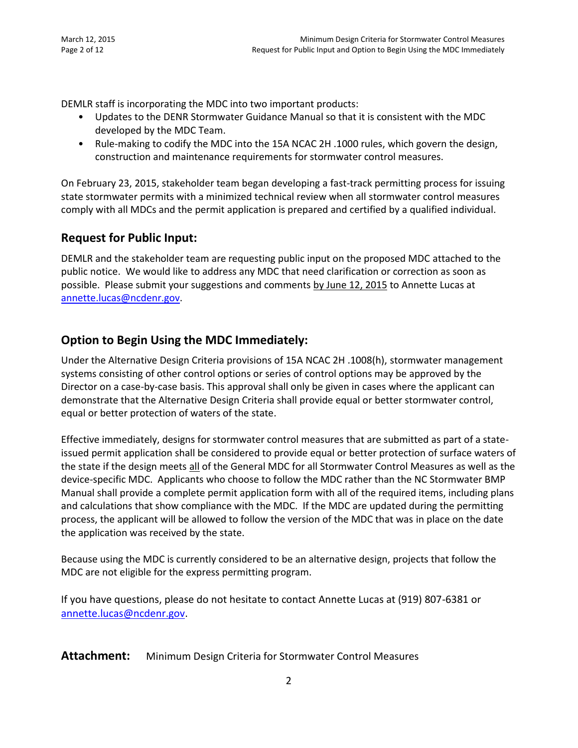DEMLR staff is incorporating the MDC into two important products:

- Updates to the DENR Stormwater Guidance Manual so that it is consistent with the MDC developed by the MDC Team.
- Rule-making to codify the MDC into the 15A NCAC 2H .1000 rules, which govern the design, construction and maintenance requirements for stormwater control measures.

On February 23, 2015, stakeholder team began developing a fast-track permitting process for issuing state stormwater permits with a minimized technical review when all stormwater control measures comply with all MDCs and the permit application is prepared and certified by a qualified individual.

## Request for Public Input:

DEMLR and the stakeholder team are requesting public input on the proposed MDC attached to the public notice. We would like to address any MDC that need clarification or correction as soon as possible. Please submit your suggestions and comments by June 12, 2015 to Annette Lucas at annette.lucas@ncdenr.gov.

## Option to Begin Using the MDC Immediately:

Under the Alternative Design Criteria provisions of 15A NCAC 2H .1008(h), stormwater management systems consisting of other control options or series of control options may be approved by the Director on a case-by-case basis. This approval shall only be given in cases where the applicant can demonstrate that the Alternative Design Criteria shall provide equal or better stormwater control, equal or better protection of waters of the state.

Effective immediately, designs for stormwater control measures that are submitted as part of a state-issued permit application shall be considered to provide equal or better protection of surface waters of the state if the design meets all of the General MDC for all Stormwater Control Measures as well as the device-specific MDC. Applicants who choose to follow the MDC rather than the NC Stormwater BMP Manual shall provide a complete permit application form with all of the required items, including plans and calculations that show compliance with the MDC. If the MDC are updated during the permitting process, the applicant will be allowed to follow the version of the MDC that was in place on the date the application was received by the state.

Because using the MDC is currently considered to be an alternative design, projects that follow the MDC are not eligible for the express permitting program.

If you have questions, please do not hesitate to contact Annette Lucas at (919) 807-6381 or annette.lucas@ncdenr.gov.

**Attachment:** Minimum Design Criteria for Stormwater Control Measures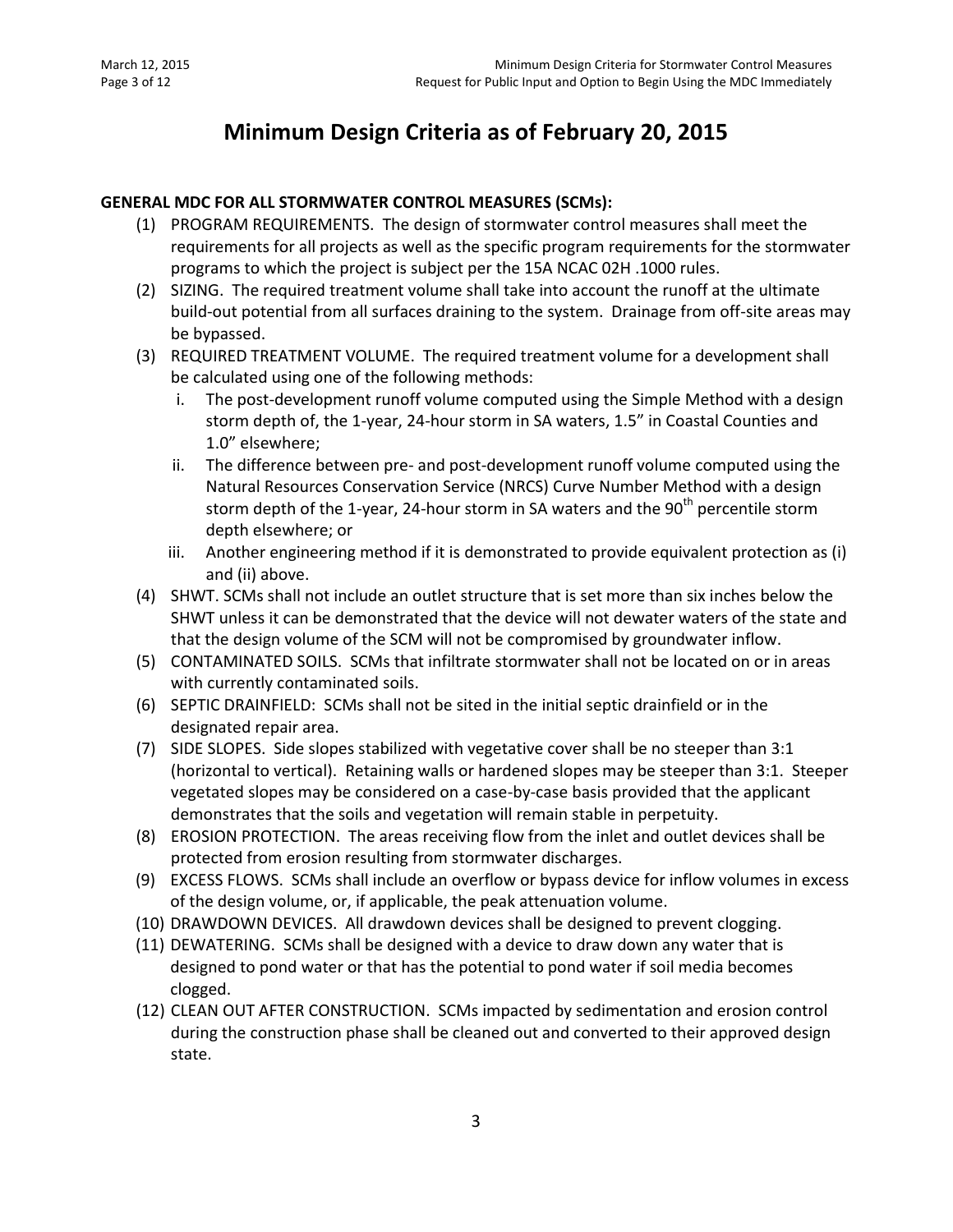# Minimum Design Criteria as of February 20, 2015

**GENERAL MDC FOR ALL STORMWATER CONTROL MEASURES (SCMs):**

(1) PROGRAM REQUIREMENTS. The design of stormwater control measures shall meet the requirements for all projects as well as the specific program requirements for the stormwater programs to which the project is subject per the 15A NCAC 02H .1000 rules.

(2) SIZING. The required treatment volume shall take into account the runoff at the ultimate build-out potential from all surfaces draining to the system. Drainage from off-site areas may be bypassed.

(3) REQUIRED TREATMENT VOLUME. The required treatment volume for a development shall be calculated using one of the following methods:

   i. The post-development runoff volume computed using the Simple Method with a design storm depth of, the 1-year, 24-hour storm in SA waters, 1.5" in Coastal Counties and 1.0" elsewhere;

   ii. The difference between pre- and post-development runoff volume computed using the Natural Resources Conservation Service (NRCS) Curve Number Method with a design storm depth of the 1-year, 24-hour storm in SA waters and the 90$^{th}$ percentile storm depth elsewhere; or

   iii. Another engineering method if it is demonstrated to provide equivalent protection as (i) and (ii) above.

(4) SHWT. SCMs shall not include an outlet structure that is set more than six inches below the SHWT unless it can be demonstrated that the device will not dewater waters of the state and that the design volume of the SCM will not be compromised by groundwater inflow.

(5) CONTAMINATED SOILS. SCMs that infiltrate stormwater shall not be located on or in areas with currently contaminated soils.

(6) SEPTIC DRAINFIELD: SCMs shall not be sited in the initial septic drainfield or in the designated repair area.

(7) SIDE SLOPES. Side slopes stabilized with vegetative cover shall be no steeper than 3:1 (horizontal to vertical). Retaining walls or hardened slopes may be steeper than 3:1. Steeper vegetated slopes may be considered on a case-by-case basis provided that the applicant demonstrates that the soils and vegetation will remain stable in perpetuity.

(8) EROSION PROTECTION. The areas receiving flow from the inlet and outlet devices shall be protected from erosion resulting from stormwater discharges.

(9) EXCESS FLOWS. SCMs shall include an overflow or bypass device for inflow volumes in excess of the design volume, or, if applicable, the peak attenuation volume.

(10) DRAWDOWN DEVICES. All drawdown devices shall be designed to prevent clogging.

(11) DEWATERING. SCMs shall be designed with a device to draw down any water that is designed to pond water or that has the potential to pond water if soil media becomes clogged.

(12) CLEAN OUT AFTER CONSTRUCTION. SCMs impacted by sedimentation and erosion control during the construction phase shall be cleaned out and converted to their approved design state.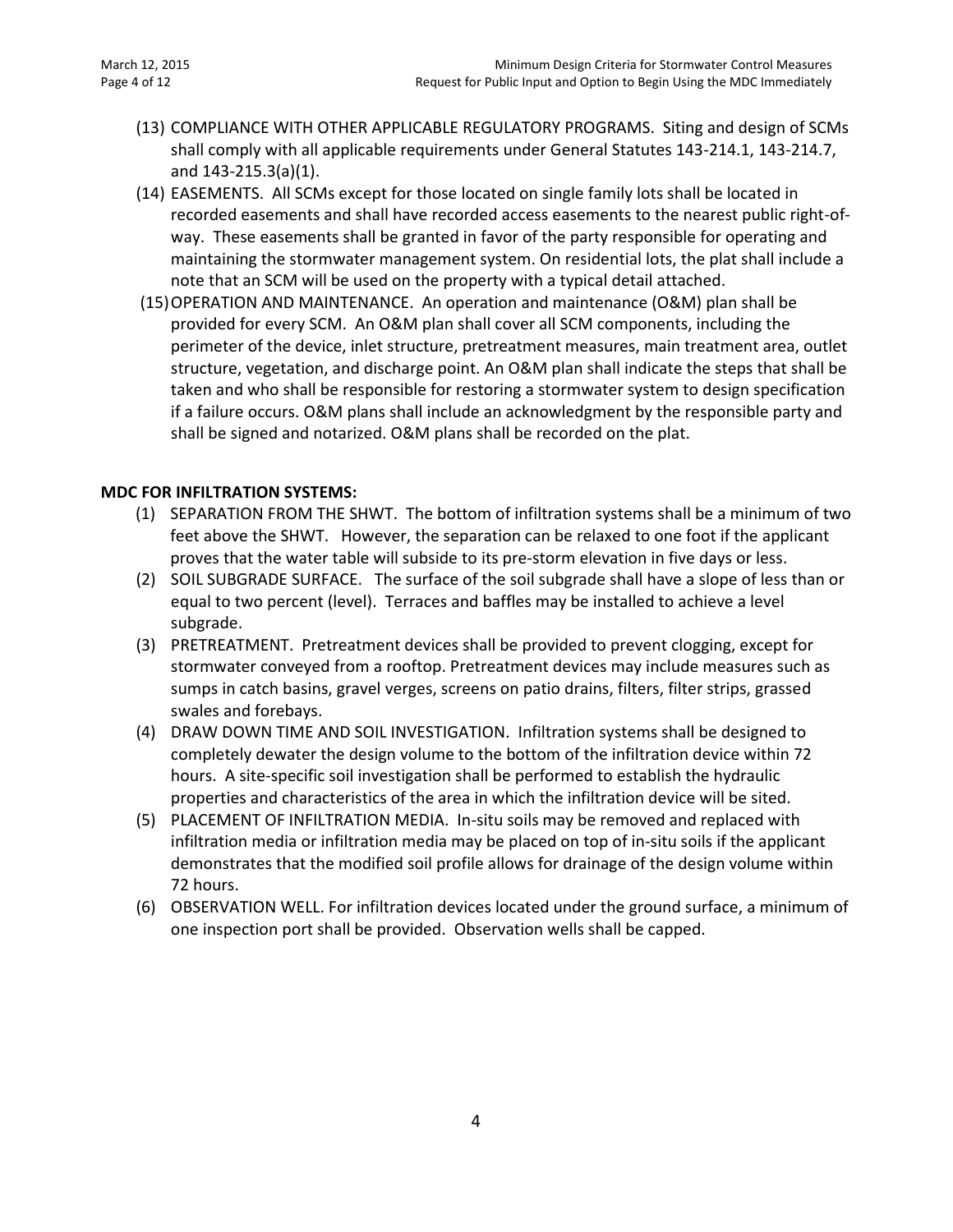(13) COMPLIANCE WITH OTHER APPLICABLE REGULATORY PROGRAMS. Siting and design of SCMs shall comply with all applicable requirements under General Statutes 143-214.1, 143-214.7, and 143-215.3(a)(1).

(14) EASEMENTS. All SCMs except for those located on single family lots shall be located in recorded easements and shall have recorded access easements to the nearest public right-of-way. These easements shall be granted in favor of the party responsible for operating and maintaining the stormwater management system. On residential lots, the plat shall include a note that an SCM will be used on the property with a typical detail attached.

(15) OPERATION AND MAINTENANCE. An operation and maintenance (O&M) plan shall be provided for every SCM. An O&M plan shall cover all SCM components, including the perimeter of the device, inlet structure, pretreatment measures, main treatment area, outlet structure, vegetation, and discharge point. An O&M plan shall indicate the steps that shall be taken and who shall be responsible for restoring a stormwater system to design specification if a failure occurs. O&M plans shall include an acknowledgment by the responsible party and shall be signed and notarized. O&M plans shall be recorded on the plat.

**MDC FOR INFILTRATION SYSTEMS:**

(1) SEPARATION FROM THE SHWT. The bottom of infiltration systems shall be a minimum of two feet above the SHWT. However, the separation can be relaxed to one foot if the applicant proves that the water table will subside to its pre-storm elevation in five days or less.

(2) SOIL SUBGRADE SURFACE. The surface of the soil subgrade shall have a slope of less than or equal to two percent (level). Terraces and baffles may be installed to achieve a level subgrade.

(3) PRETREATMENT. Pretreatment devices shall be provided to prevent clogging, except for stormwater conveyed from a rooftop. Pretreatment devices may include measures such as sumps in catch basins, gravel verges, screens on patio drains, filters, filter strips, grassed swales and forebays.

(4) DRAW DOWN TIME AND SOIL INVESTIGATION. Infiltration systems shall be designed to completely dewater the design volume to the bottom of the infiltration device within 72 hours. A site-specific soil investigation shall be performed to establish the hydraulic properties and characteristics of the area in which the infiltration device will be sited.

(5) PLACEMENT OF INFILTRATION MEDIA. In-situ soils may be removed and replaced with infiltration media or infiltration media may be placed on top of in-situ soils if the applicant demonstrates that the modified soil profile allows for drainage of the design volume within 72 hours.

(6) OBSERVATION WELL. For infiltration devices located under the ground surface, a minimum of one inspection port shall be provided. Observation wells shall be capped.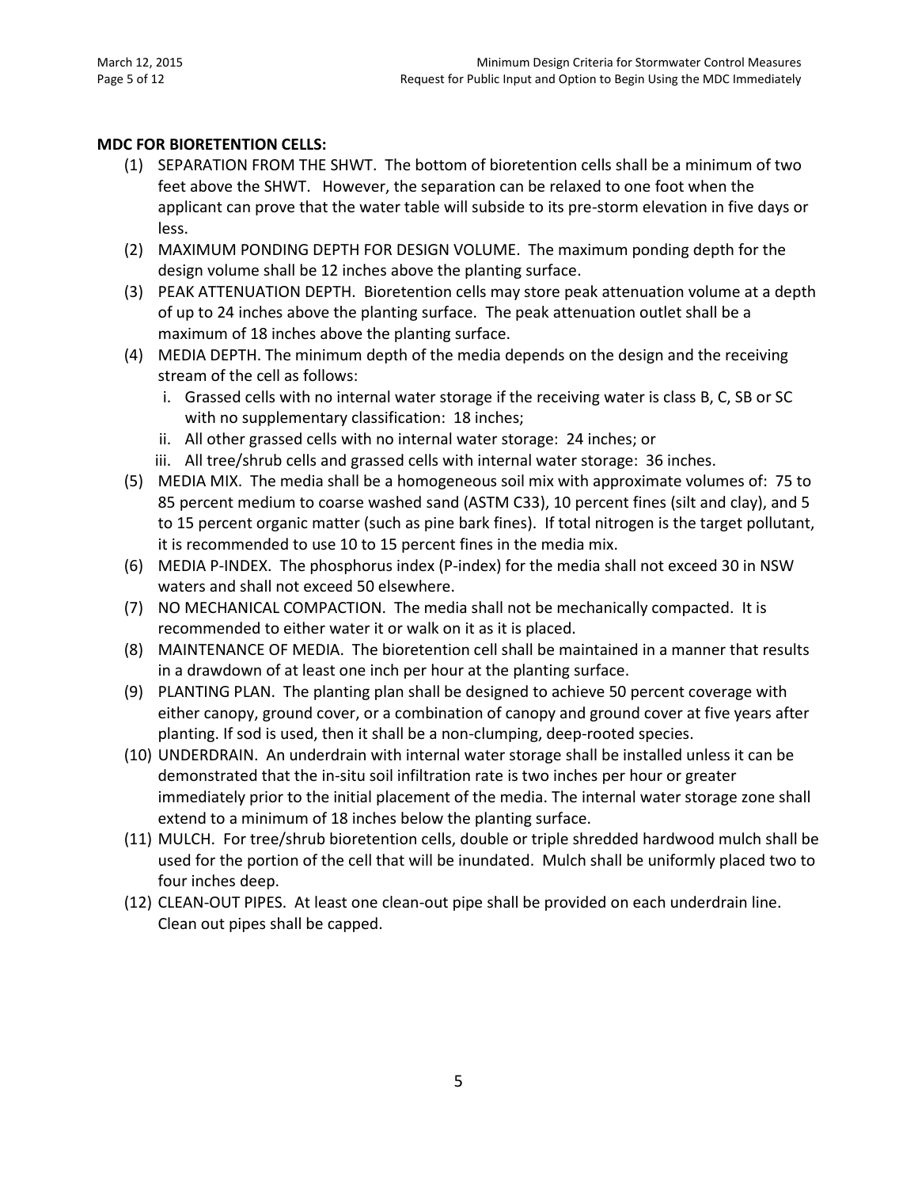**MDC FOR BIORETENTION CELLS:**

(1) SEPARATION FROM THE SHWT. The bottom of bioretention cells shall be a minimum of two feet above the SHWT. However, the separation can be relaxed to one foot when the applicant can prove that the water table will subside to its pre-storm elevation in five days or less.

(2) MAXIMUM PONDING DEPTH FOR DESIGN VOLUME. The maximum ponding depth for the design volume shall be 12 inches above the planting surface.

(3) PEAK ATTENUATION DEPTH. Bioretention cells may store peak attenuation volume at a depth of up to 24 inches above the planting surface. The peak attenuation outlet shall be a maximum of 18 inches above the planting surface.

(4) MEDIA DEPTH. The minimum depth of the media depends on the design and the receiving stream of the cell as follows:

   i. Grassed cells with no internal water storage if the receiving water is class B, C, SB or SC with no supplementary classification: 18 inches;
   
   ii. All other grassed cells with no internal water storage: 24 inches; or
   
   iii. All tree/shrub cells and grassed cells with internal water storage: 36 inches.

(5) MEDIA MIX. The media shall be a homogeneous soil mix with approximate volumes of: 75 to 85 percent medium to coarse washed sand (ASTM C33), 10 percent fines (silt and clay), and 5 to 15 percent organic matter (such as pine bark fines). If total nitrogen is the target pollutant, it is recommended to use 10 to 15 percent fines in the media mix.

(6) MEDIA P-INDEX. The phosphorus index (P-index) for the media shall not exceed 30 in NSW waters and shall not exceed 50 elsewhere.

(7) NO MECHANICAL COMPACTION. The media shall not be mechanically compacted. It is recommended to either water it or walk on it as it is placed.

(8) MAINTENANCE OF MEDIA. The bioretention cell shall be maintained in a manner that results in a drawdown of at least one inch per hour at the planting surface.

(9) PLANTING PLAN. The planting plan shall be designed to achieve 50 percent coverage with either canopy, ground cover, or a combination of canopy and ground cover at five years after planting. If sod is used, then it shall be a non-clumping, deep-rooted species.

(10) UNDERDRAIN. An underdrain with internal water storage shall be installed unless it can be demonstrated that the in-situ soil infiltration rate is two inches per hour or greater immediately prior to the initial placement of the media. The internal water storage zone shall extend to a minimum of 18 inches below the planting surface.

(11) MULCH. For tree/shrub bioretention cells, double or triple shredded hardwood mulch shall be used for the portion of the cell that will be inundated. Mulch shall be uniformly placed two to four inches deep.

(12) CLEAN-OUT PIPES. At least one clean-out pipe shall be provided on each underdrain line. Clean out pipes shall be capped.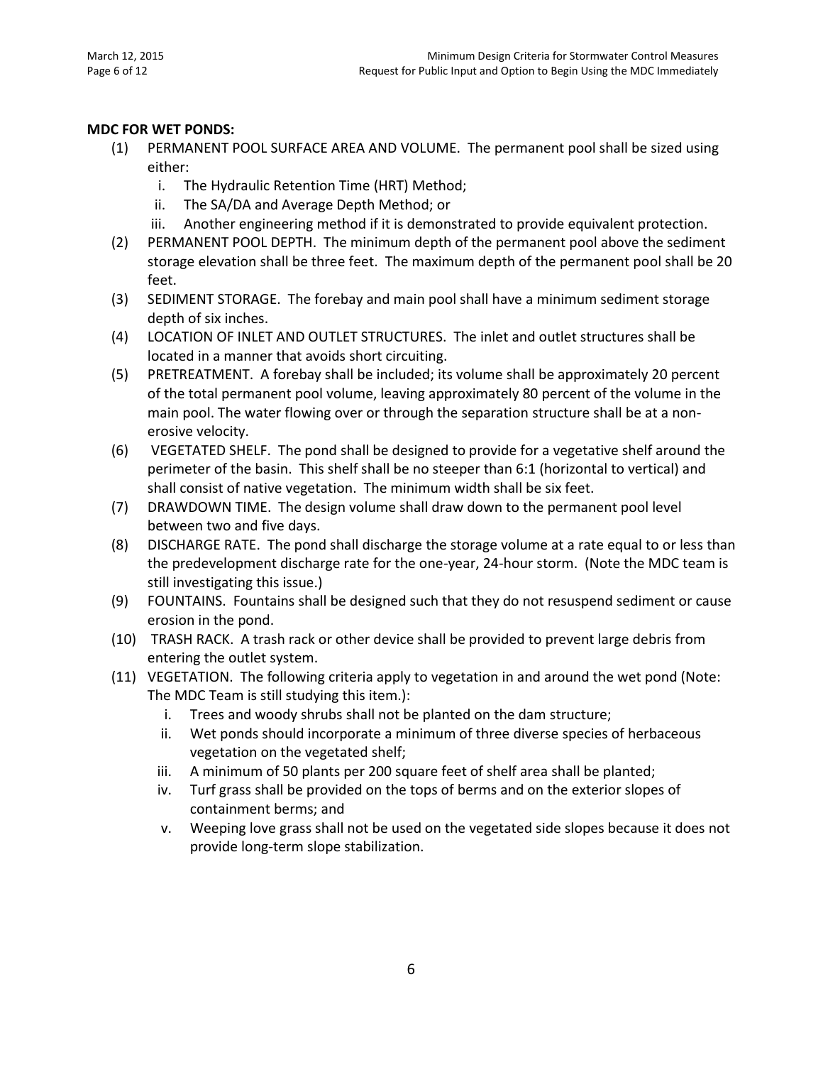**MDC FOR WET PONDS:**

(1) PERMANENT POOL SURFACE AREA AND VOLUME. The permanent pool shall be sized using either:
   i. The Hydraulic Retention Time (HRT) Method;
   ii. The SA/DA and Average Depth Method; or
   iii. Another engineering method if it is demonstrated to provide equivalent protection.

(2) PERMANENT POOL DEPTH. The minimum depth of the permanent pool above the sediment storage elevation shall be three feet. The maximum depth of the permanent pool shall be 20 feet.

(3) SEDIMENT STORAGE. The forebay and main pool shall have a minimum sediment storage depth of six inches.

(4) LOCATION OF INLET AND OUTLET STRUCTURES. The inlet and outlet structures shall be located in a manner that avoids short circuiting.

(5) PRETREATMENT. A forebay shall be included; its volume shall be approximately 20 percent of the total permanent pool volume, leaving approximately 80 percent of the volume in the main pool. The water flowing over or through the separation structure shall be at a non-erosive velocity.

(6) VEGETATED SHELF. The pond shall be designed to provide for a vegetative shelf around the perimeter of the basin. This shelf shall be no steeper than 6:1 (horizontal to vertical) and shall consist of native vegetation. The minimum width shall be six feet.

(7) DRAWDOWN TIME. The design volume shall draw down to the permanent pool level between two and five days.

(8) DISCHARGE RATE. The pond shall discharge the storage volume at a rate equal to or less than the predevelopment discharge rate for the one-year, 24-hour storm. (Note the MDC team is still investigating this issue.)

(9) FOUNTAINS. Fountains shall be designed such that they do not resuspend sediment or cause erosion in the pond.

(10) TRASH RACK. A trash rack or other device shall be provided to prevent large debris from entering the outlet system.

(11) VEGETATION. The following criteria apply to vegetation in and around the wet pond (Note: The MDC Team is still studying this item.):
   i. Trees and woody shrubs shall not be planted on the dam structure;
   ii. Wet ponds should incorporate a minimum of three diverse species of herbaceous vegetation on the vegetated shelf;
   iii. A minimum of 50 plants per 200 square feet of shelf area shall be planted;
   iv. Turf grass shall be provided on the tops of berms and on the exterior slopes of containment berms; and
   v. Weeping love grass shall not be used on the vegetated side slopes because it does not provide long-term slope stabilization.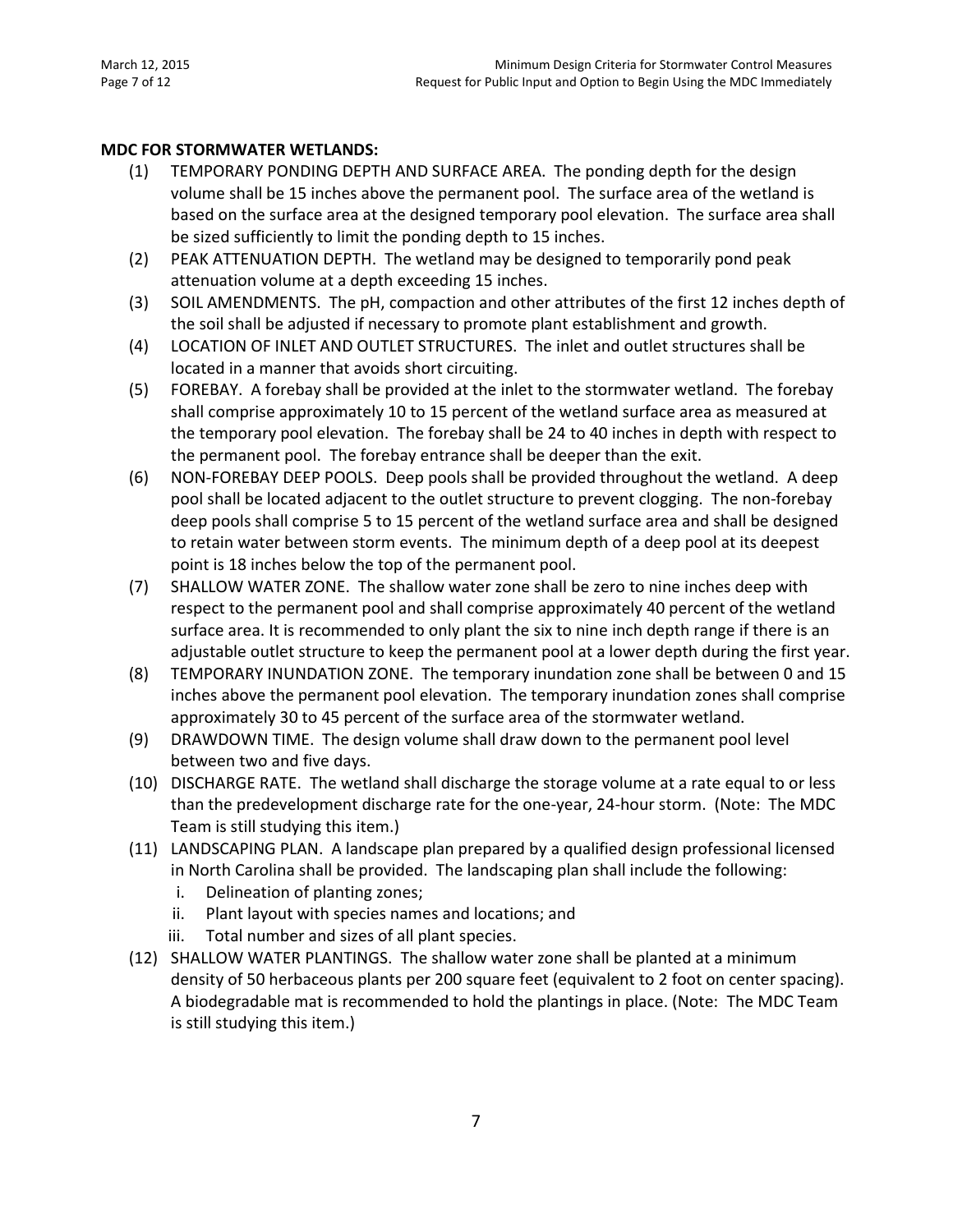**MDC FOR STORMWATER WETLANDS:**

(1) TEMPORARY PONDING DEPTH AND SURFACE AREA. The ponding depth for the design volume shall be 15 inches above the permanent pool. The surface area of the wetland is based on the surface area at the designed temporary pool elevation. The surface area shall be sized sufficiently to limit the ponding depth to 15 inches.

(2) PEAK ATTENUATION DEPTH. The wetland may be designed to temporarily pond peak attenuation volume at a depth exceeding 15 inches.

(3) SOIL AMENDMENTS. The pH, compaction and other attributes of the first 12 inches depth of the soil shall be adjusted if necessary to promote plant establishment and growth.

(4) LOCATION OF INLET AND OUTLET STRUCTURES. The inlet and outlet structures shall be located in a manner that avoids short circuiting.

(5) FOREBAY. A forebay shall be provided at the inlet to the stormwater wetland. The forebay shall comprise approximately 10 to 15 percent of the wetland surface area as measured at the temporary pool elevation. The forebay shall be 24 to 40 inches in depth with respect to the permanent pool. The forebay entrance shall be deeper than the exit.

(6) NON-FOREBAY DEEP POOLS. Deep pools shall be provided throughout the wetland. A deep pool shall be located adjacent to the outlet structure to prevent clogging. The non-forebay deep pools shall comprise 5 to 15 percent of the wetland surface area and shall be designed to retain water between storm events. The minimum depth of a deep pool at its deepest point is 18 inches below the top of the permanent pool.

(7) SHALLOW WATER ZONE. The shallow water zone shall be zero to nine inches deep with respect to the permanent pool and shall comprise approximately 40 percent of the wetland surface area. It is recommended to only plant the six to nine inch depth range if there is an adjustable outlet structure to keep the permanent pool at a lower depth during the first year.

(8) TEMPORARY INUNDATION ZONE. The temporary inundation zone shall be between 0 and 15 inches above the permanent pool elevation. The temporary inundation zones shall comprise approximately 30 to 45 percent of the surface area of the stormwater wetland.

(9) DRAWDOWN TIME. The design volume shall draw down to the permanent pool level between two and five days.

(10) DISCHARGE RATE. The wetland shall discharge the storage volume at a rate equal to or less than the predevelopment discharge rate for the one-year, 24-hour storm. (Note: The MDC Team is still studying this item.)

(11) LANDSCAPING PLAN. A landscape plan prepared by a qualified design professional licensed in North Carolina shall be provided. The landscaping plan shall include the following:
   i. Delineation of planting zones;
   ii. Plant layout with species names and locations; and
   iii. Total number and sizes of all plant species.

(12) SHALLOW WATER PLANTINGS. The shallow water zone shall be planted at a minimum density of 50 herbaceous plants per 200 square feet (equivalent to 2 foot on center spacing). A biodegradable mat is recommended to hold the plantings in place. (Note: The MDC Team is still studying this item.)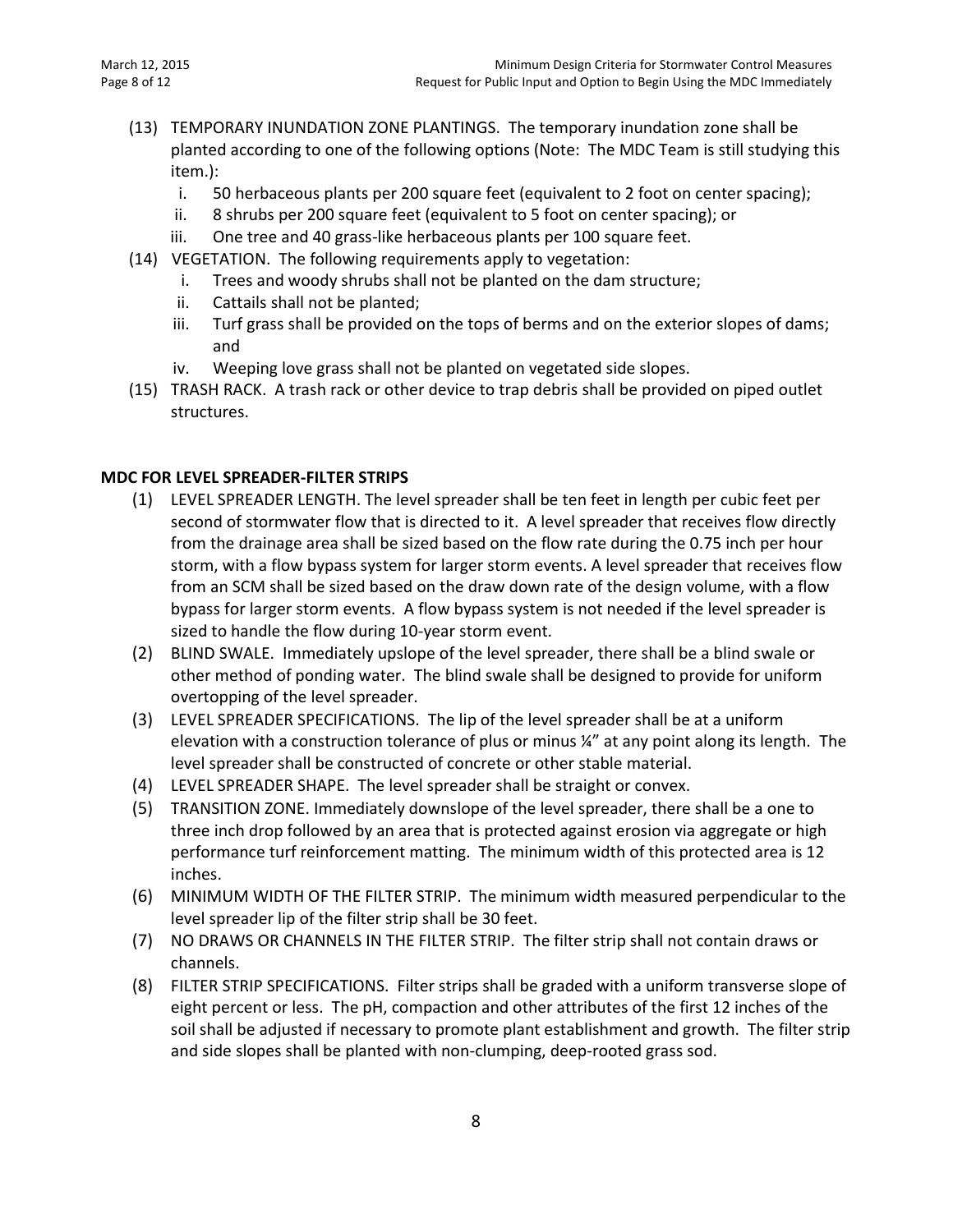(13) TEMPORARY INUNDATION ZONE PLANTINGS. The temporary inundation zone shall be planted according to one of the following options (Note: The MDC Team is still studying this item.):

  i. 50 herbaceous plants per 200 square feet (equivalent to 2 foot on center spacing);
  ii. 8 shrubs per 200 square feet (equivalent to 5 foot on center spacing); or
  iii. One tree and 40 grass-like herbaceous plants per 100 square feet.

(14) VEGETATION. The following requirements apply to vegetation:

  i. Trees and woody shrubs shall not be planted on the dam structure;
  ii. Cattails shall not be planted;
  iii. Turf grass shall be provided on the tops of berms and on the exterior slopes of dams; and
  iv. Weeping love grass shall not be planted on vegetated side slopes.

(15) TRASH RACK. A trash rack or other device to trap debris shall be provided on piped outlet structures.

**MDC FOR LEVEL SPREADER-FILTER STRIPS**

(1) LEVEL SPREADER LENGTH. The level spreader shall be ten feet in length per cubic feet per second of stormwater flow that is directed to it. A level spreader that receives flow directly from the drainage area shall be sized based on the flow rate during the 0.75 inch per hour storm, with a flow bypass system for larger storm events. A level spreader that receives flow from an SCM shall be sized based on the draw down rate of the design volume, with a flow bypass for larger storm events. A flow bypass system is not needed if the level spreader is sized to handle the flow during 10-year storm event.

(2) BLIND SWALE. Immediately upslope of the level spreader, there shall be a blind swale or other method of ponding water. The blind swale shall be designed to provide for uniform overtopping of the level spreader.

(3) LEVEL SPREADER SPECIFICATIONS. The lip of the level spreader shall be at a uniform elevation with a construction tolerance of plus or minus ¼" at any point along its length. The level spreader shall be constructed of concrete or other stable material.

(4) LEVEL SPREADER SHAPE. The level spreader shall be straight or convex.

(5) TRANSITION ZONE. Immediately downslope of the level spreader, there shall be a one to three inch drop followed by an area that is protected against erosion via aggregate or high performance turf reinforcement matting. The minimum width of this protected area is 12 inches.

(6) MINIMUM WIDTH OF THE FILTER STRIP. The minimum width measured perpendicular to the level spreader lip of the filter strip shall be 30 feet.

(7) NO DRAWS OR CHANNELS IN THE FILTER STRIP. The filter strip shall not contain draws or channels.

(8) FILTER STRIP SPECIFICATIONS. Filter strips shall be graded with a uniform transverse slope of eight percent or less. The pH, compaction and other attributes of the first 12 inches of the soil shall be adjusted if necessary to promote plant establishment and growth. The filter strip and side slopes shall be planted with non-clumping, deep-rooted grass sod.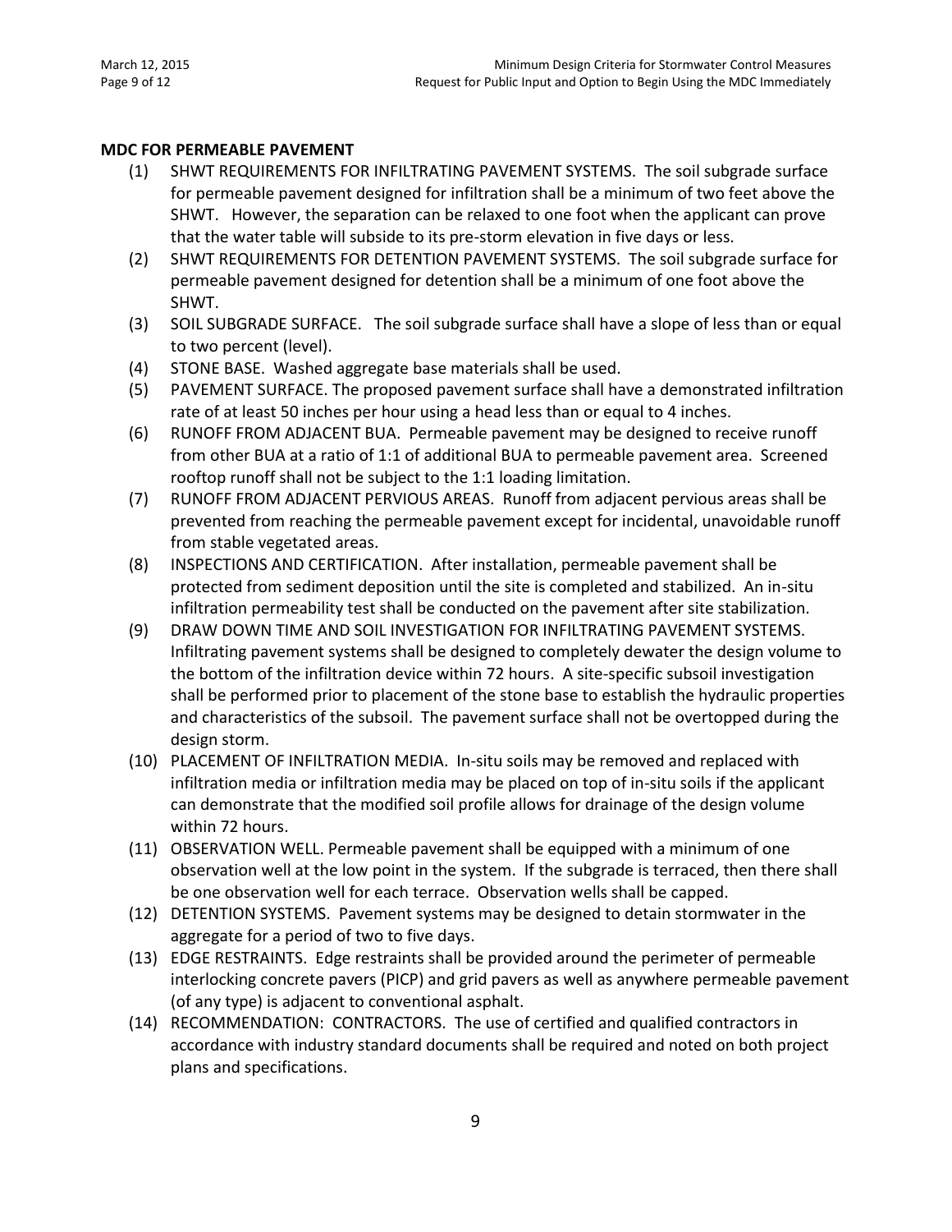**MDC FOR PERMEABLE PAVEMENT**

(1) SHWT REQUIREMENTS FOR INFILTRATING PAVEMENT SYSTEMS. The soil subgrade surface for permeable pavement designed for infiltration shall be a minimum of two feet above the SHWT. However, the separation can be relaxed to one foot when the applicant can prove that the water table will subside to its pre-storm elevation in five days or less.

(2) SHWT REQUIREMENTS FOR DETENTION PAVEMENT SYSTEMS. The soil subgrade surface for permeable pavement designed for detention shall be a minimum of one foot above the SHWT.

(3) SOIL SUBGRADE SURFACE. The soil subgrade surface shall have a slope of less than or equal to two percent (level).

(4) STONE BASE. Washed aggregate base materials shall be used.

(5) PAVEMENT SURFACE. The proposed pavement surface shall have a demonstrated infiltration rate of at least 50 inches per hour using a head less than or equal to 4 inches.

(6) RUNOFF FROM ADJACENT BUA. Permeable pavement may be designed to receive runoff from other BUA at a ratio of 1:1 of additional BUA to permeable pavement area. Screened rooftop runoff shall not be subject to the 1:1 loading limitation.

(7) RUNOFF FROM ADJACENT PERVIOUS AREAS. Runoff from adjacent pervious areas shall be prevented from reaching the permeable pavement except for incidental, unavoidable runoff from stable vegetated areas.

(8) INSPECTIONS AND CERTIFICATION. After installation, permeable pavement shall be protected from sediment deposition until the site is completed and stabilized. An in-situ infiltration permeability test shall be conducted on the pavement after site stabilization.

(9) DRAW DOWN TIME AND SOIL INVESTIGATION FOR INFILTRATING PAVEMENT SYSTEMS. Infiltrating pavement systems shall be designed to completely dewater the design volume to the bottom of the infiltration device within 72 hours. A site-specific subsoil investigation shall be performed prior to placement of the stone base to establish the hydraulic properties and characteristics of the subsoil. The pavement surface shall not be overtopped during the design storm.

(10) PLACEMENT OF INFILTRATION MEDIA. In-situ soils may be removed and replaced with infiltration media or infiltration media may be placed on top of in-situ soils if the applicant can demonstrate that the modified soil profile allows for drainage of the design volume within 72 hours.

(11) OBSERVATION WELL. Permeable pavement shall be equipped with a minimum of one observation well at the low point in the system. If the subgrade is terraced, then there shall be one observation well for each terrace. Observation wells shall be capped.

(12) DETENTION SYSTEMS. Pavement systems may be designed to detain stormwater in the aggregate for a period of two to five days.

(13) EDGE RESTRAINTS. Edge restraints shall be provided around the perimeter of permeable interlocking concrete pavers (PICP) and grid pavers as well as anywhere permeable pavement (of any type) is adjacent to conventional asphalt.

(14) RECOMMENDATION: CONTRACTORS. The use of certified and qualified contractors in accordance with industry standard documents shall be required and noted on both project plans and specifications.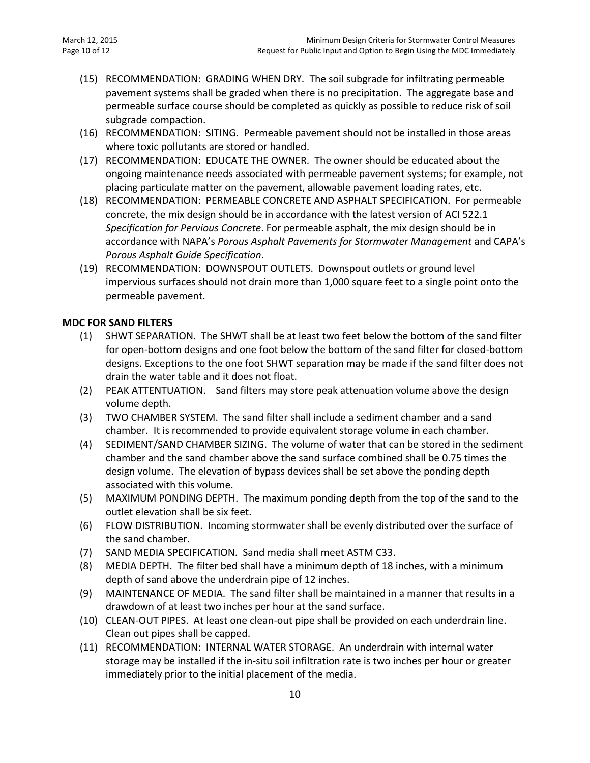(15) RECOMMENDATION: GRADING WHEN DRY. The soil subgrade for infiltrating permeable pavement systems shall be graded when there is no precipitation. The aggregate base and permeable surface course should be completed as quickly as possible to reduce risk of soil subgrade compaction.

(16) RECOMMENDATION: SITING. Permeable pavement should not be installed in those areas where toxic pollutants are stored or handled.

(17) RECOMMENDATION: EDUCATE THE OWNER. The owner should be educated about the ongoing maintenance needs associated with permeable pavement systems; for example, not placing particulate matter on the pavement, allowable pavement loading rates, etc.

(18) RECOMMENDATION: PERMEABLE CONCRETE AND ASPHALT SPECIFICATION. For permeable concrete, the mix design should be in accordance with the latest version of ACI 522.1 *Specification for Pervious Concrete*. For permeable asphalt, the mix design should be in accordance with NAPA's *Porous Asphalt Pavements for Stormwater Management* and CAPA's *Porous Asphalt Guide Specification*.

(19) RECOMMENDATION: DOWNSPOUT OUTLETS. Downspout outlets or ground level impervious surfaces should not drain more than 1,000 square feet to a single point onto the permeable pavement.

**MDC FOR SAND FILTERS**

(1) SHWT SEPARATION. The SHWT shall be at least two feet below the bottom of the sand filter for open-bottom designs and one foot below the bottom of the sand filter for closed-bottom designs. Exceptions to the one foot SHWT separation may be made if the sand filter does not drain the water table and it does not float.

(2) PEAK ATTENTUATION. Sand filters may store peak attenuation volume above the design volume depth.

(3) TWO CHAMBER SYSTEM. The sand filter shall include a sediment chamber and a sand chamber. It is recommended to provide equivalent storage volume in each chamber.

(4) SEDIMENT/SAND CHAMBER SIZING. The volume of water that can be stored in the sediment chamber and the sand chamber above the sand surface combined shall be 0.75 times the design volume. The elevation of bypass devices shall be set above the ponding depth associated with this volume.

(5) MAXIMUM PONDING DEPTH. The maximum ponding depth from the top of the sand to the outlet elevation shall be six feet.

(6) FLOW DISTRIBUTION. Incoming stormwater shall be evenly distributed over the surface of the sand chamber.

(7) SAND MEDIA SPECIFICATION. Sand media shall meet ASTM C33.

(8) MEDIA DEPTH. The filter bed shall have a minimum depth of 18 inches, with a minimum depth of sand above the underdrain pipe of 12 inches.

(9) MAINTENANCE OF MEDIA. The sand filter shall be maintained in a manner that results in a drawdown of at least two inches per hour at the sand surface.

(10) CLEAN-OUT PIPES. At least one clean-out pipe shall be provided on each underdrain line. Clean out pipes shall be capped.

(11) RECOMMENDATION: INTERNAL WATER STORAGE. An underdrain with internal water storage may be installed if the in-situ soil infiltration rate is two inches per hour or greater immediately prior to the initial placement of the media.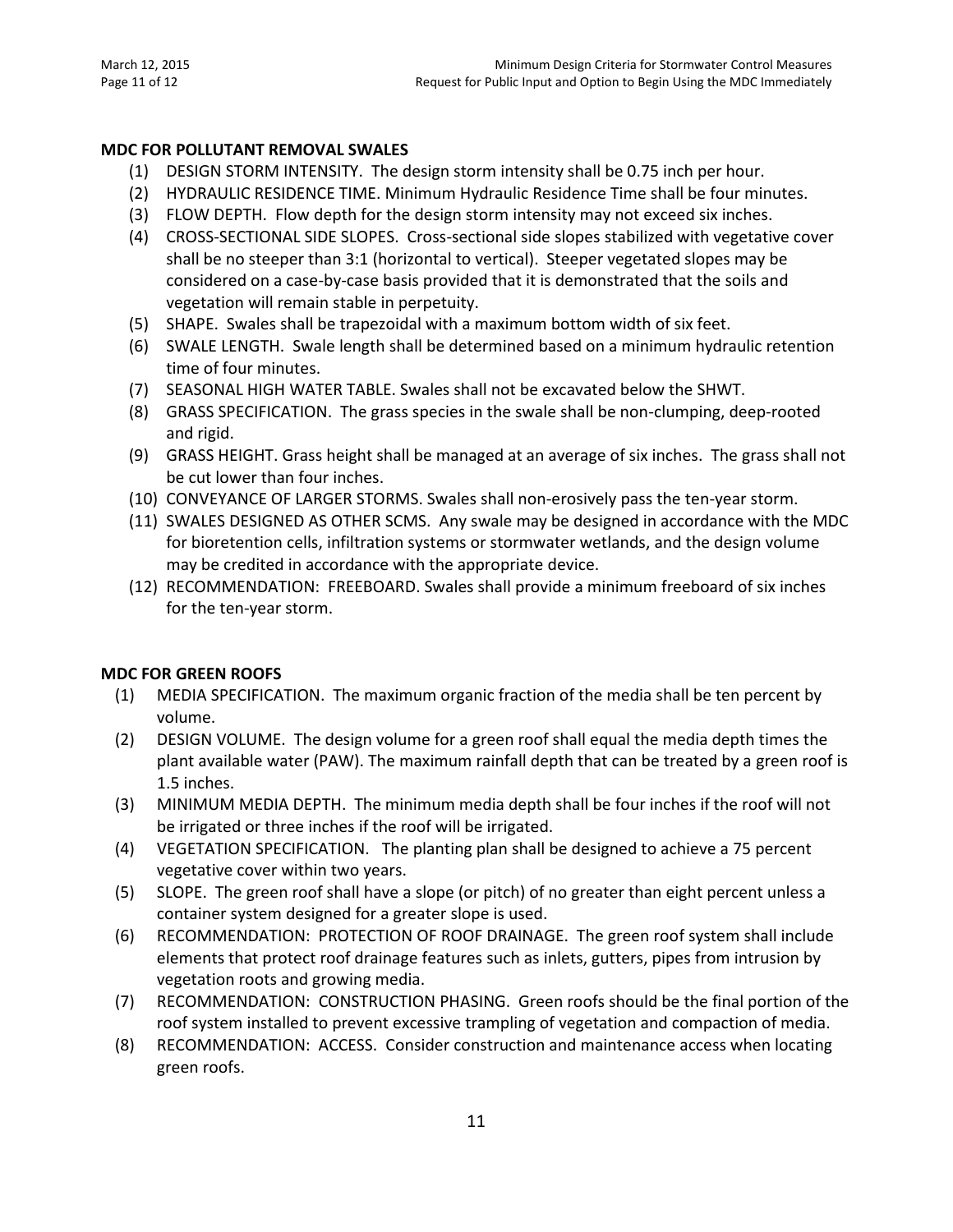**MDC FOR POLLUTANT REMOVAL SWALES**

1. DESIGN STORM INTENSITY. The design storm intensity shall be 0.75 inch per hour.
2. HYDRAULIC RESIDENCE TIME. Minimum Hydraulic Residence Time shall be four minutes.
3. FLOW DEPTH. Flow depth for the design storm intensity may not exceed six inches.
4. CROSS-SECTIONAL SIDE SLOPES. Cross-sectional side slopes stabilized with vegetative cover shall be no steeper than 3:1 (horizontal to vertical). Steeper vegetated slopes may be considered on a case-by-case basis provided that it is demonstrated that the soils and vegetation will remain stable in perpetuity.
5. SHAPE. Swales shall be trapezoidal with a maximum bottom width of six feet.
6. SWALE LENGTH. Swale length shall be determined based on a minimum hydraulic retention time of four minutes.
7. SEASONAL HIGH WATER TABLE. Swales shall not be excavated below the SHWT.
8. GRASS SPECIFICATION. The grass species in the swale shall be non-clumping, deep-rooted and rigid.
9. GRASS HEIGHT. Grass height shall be managed at an average of six inches. The grass shall not be cut lower than four inches.
10. CONVEYANCE OF LARGER STORMS. Swales shall non-erosively pass the ten-year storm.
11. SWALES DESIGNED AS OTHER SCMS. Any swale may be designed in accordance with the MDC for bioretention cells, infiltration systems or stormwater wetlands, and the design volume may be credited in accordance with the appropriate device.
12. RECOMMENDATION: FREEBOARD. Swales shall provide a minimum freeboard of six inches for the ten-year storm.

**MDC FOR GREEN ROOFS**

1. MEDIA SPECIFICATION. The maximum organic fraction of the media shall be ten percent by volume.
2. DESIGN VOLUME. The design volume for a green roof shall equal the media depth times the plant available water (PAW). The maximum rainfall depth that can be treated by a green roof is 1.5 inches.
3. MINIMUM MEDIA DEPTH. The minimum media depth shall be four inches if the roof will not be irrigated or three inches if the roof will be irrigated.
4. VEGETATION SPECIFICATION. The planting plan shall be designed to achieve a 75 percent vegetative cover within two years.
5. SLOPE. The green roof shall have a slope (or pitch) of no greater than eight percent unless a container system designed for a greater slope is used.
6. RECOMMENDATION: PROTECTION OF ROOF DRAINAGE. The green roof system shall include elements that protect roof drainage features such as inlets, gutters, pipes from intrusion by vegetation roots and growing media.
7. RECOMMENDATION: CONSTRUCTION PHASING. Green roofs should be the final portion of the roof system installed to prevent excessive trampling of vegetation and compaction of media.
8. RECOMMENDATION: ACCESS. Consider construction and maintenance access when locating green roofs.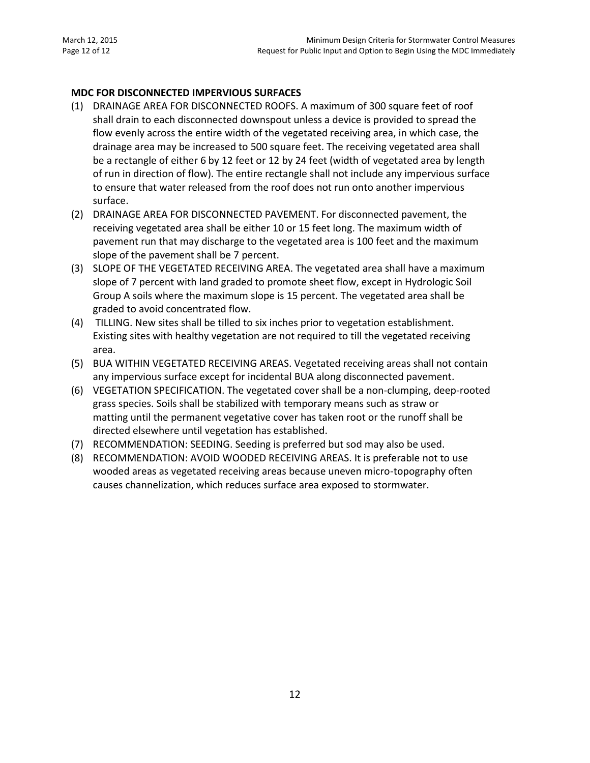**MDC FOR DISCONNECTED IMPERVIOUS SURFACES**

(1) DRAINAGE AREA FOR DISCONNECTED ROOFS. A maximum of 300 square feet of roof shall drain to each disconnected downspout unless a device is provided to spread the flow evenly across the entire width of the vegetated receiving area, in which case, the drainage area may be increased to 500 square feet. The receiving vegetated area shall be a rectangle of either 6 by 12 feet or 12 by 24 feet (width of vegetated area by length of run in direction of flow). The entire rectangle shall not include any impervious surface to ensure that water released from the roof does not run onto another impervious surface.

(2) DRAINAGE AREA FOR DISCONNECTED PAVEMENT. For disconnected pavement, the receiving vegetated area shall be either 10 or 15 feet long. The maximum width of pavement run that may discharge to the vegetated area is 100 feet and the maximum slope of the pavement shall be 7 percent.

(3) SLOPE OF THE VEGETATED RECEIVING AREA. The vegetated area shall have a maximum slope of 7 percent with land graded to promote sheet flow, except in Hydrologic Soil Group A soils where the maximum slope is 15 percent. The vegetated area shall be graded to avoid concentrated flow.

(4) TILLING. New sites shall be tilled to six inches prior to vegetation establishment. Existing sites with healthy vegetation are not required to till the vegetated receiving area.

(5) BUA WITHIN VEGETATED RECEIVING AREAS. Vegetated receiving areas shall not contain any impervious surface except for incidental BUA along disconnected pavement.

(6) VEGETATION SPECIFICATION. The vegetated cover shall be a non-clumping, deep-rooted grass species. Soils shall be stabilized with temporary means such as straw or matting until the permanent vegetative cover has taken root or the runoff shall be directed elsewhere until vegetation has established.

(7) RECOMMENDATION: SEEDING. Seeding is preferred but sod may also be used.

(8) RECOMMENDATION: AVOID WOODED RECEIVING AREAS. It is preferable not to use wooded areas as vegetated receiving areas because uneven micro-topography often causes channelization, which reduces surface area exposed to stormwater.